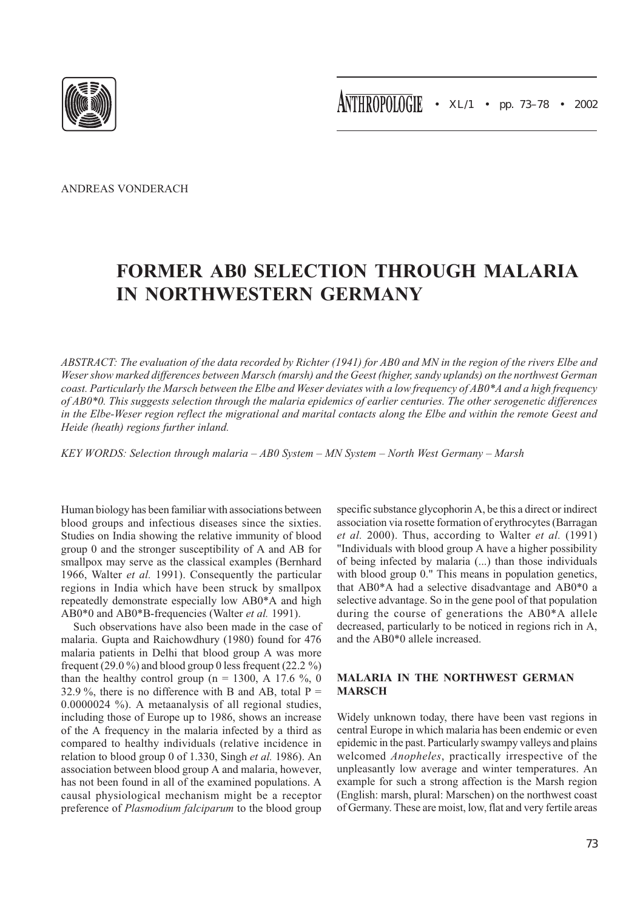ANDREAS VONDERACH

# FORMER AB0 SELECTION THROUGH MALARIA IN NORTHWESTERN GERMANY

*ABSTRACT: The evaluation of the data recorded by Richter (1941) for AB0 and MN in the region of the rivers Elbe and Weser show marked differences between Marsch (marsh) and the Geest (higher, sandy uplands) on the northwest German coast. Particularly the Marsch between the Elbe and Weser deviates with a low frequency of AB0\*A and a high frequency of AB0\*0. This suggests selection through the malaria epidemics of earlier centuries. The other serogenetic differences in the Elbe-Weser region reflect the migrational and marital contacts along the Elbe and within the remote Geest and Heide (heath) regions further inland.*

*KEY WORDS: Selection through malaria – AB0 System – MN System – North West Germany – Marsh*

Human biology has been familiar with associations between blood groups and infectious diseases since the sixties. Studies on India showing the relative immunity of blood group 0 and the stronger susceptibility of A and AB for smallpox may serve as the classical examples (Bernhard 1966, Walter *et al.* 1991). Consequently the particular regions in India which have been struck by smallpox repeatedly demonstrate especially low AB0\*A and high AB0\*0 and AB0\*B-frequencies (Walter *et al.* 1991).

Such observations have also been made in the case of malaria. Gupta and Raichowdhury (1980) found for 476 malaria patients in Delhi that blood group A was more frequent (29.0 %) and blood group 0 less frequent (22.2 %) than the healthy control group (n = 1300, A 17.6 %, 0 32.9 %, there is no difference with B and AB, total P = 0.0000024 %). A metaanalysis of all regional studies, including those of Europe up to 1986, shows an increase of the A frequency in the malaria infected by a third as compared to healthy individuals (relative incidence in relation to blood group 0 of 1.330, Singh *et al.* 1986). An association between blood group A and malaria, however, has not been found in all of the examined populations. A causal physiological mechanism might be a receptor preference of *Plasmodium falciparum* to the blood group specific substance glycophorin A, be this a direct or indirect association via rosette formation of erythrocytes (Barragan *et al.* 2000). Thus, according to Walter *et al.* (1991) "Individuals with blood group A have a higher possibility of being infected by malaria (...) than those individuals with blood group 0." This means in population genetics, that AB0\*A had a selective disadvantage and AB0\*0 a selective advantage. So in the gene pool of that population during the course of generations the AB0\*A allele decreased, particularly to be noticed in regions rich in A, and the AB0\*0 allele increased.

## MALARIA IN THE NORTHWEST GERMAN MARSCH

Widely unknown today, there have been vast regions in central Europe in which malaria has been endemic or even epidemic in the past. Particularly swampy valleys and plains welcomed *Anopheles*, practically irrespective of the unpleasantly low average and winter temperatures. An example for such a strong affection is the Marsh region (English: marsh, plural: Marschen) on the northwest coast of Germany. These are moist, low, flat and very fertile areas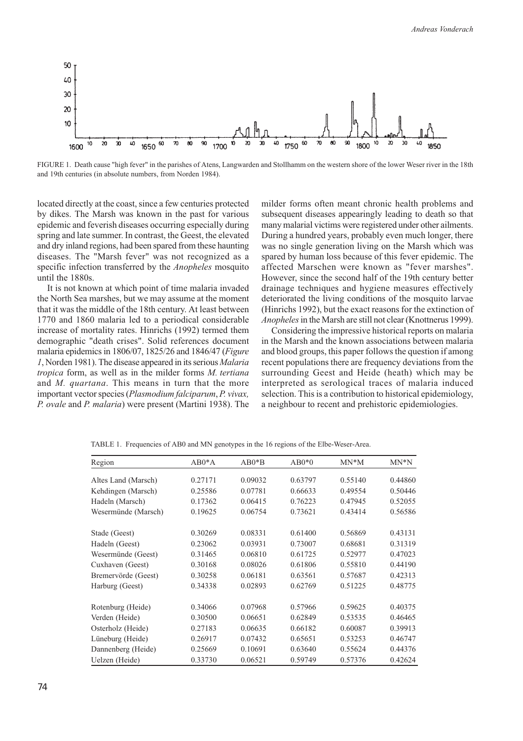FIGURE 1. Death cause "high fever" in the parishes of Atens, Langwarden and Stollhamm on the western shore of the lower Weser river in the 18th and 19th centuries (in absolute numbers, from Norden 1984).

located directly at the coast, since a few centuries protected by dikes. The Marsh was known in the past for various epidemic and feverish diseases occurring especially during spring and late summer. In contrast, the Geest, the elevated and dry inland regions, had been spared from these haunting diseases. The "Marsh fever" was not recognized as a specific infection transferred by the *Anopheles* mosquito until the 1880s.

It is not known at which point of time malaria invaded the North Sea marshes, but we may assume at the moment that it was the middle of the 18th century. At least between 1770 and 1860 malaria led to a periodical considerable increase of mortality rates. Hinrichs (1992) termed them demographic "death crises". Solid references document malaria epidemics in 1806/07, 1825/26 and 1846/47 (*Figure 1*, Norden 1981). The disease appeared in its serious *Malaria tropica* form, as well as in the milder forms *M. tertiana* and *M. quartana*. This means in turn that the more important vector species (*Plasmodium falciparum*, *P. vivax, P. ovale* and *P. malaria*) were present (Martini 1938). The milder forms often meant chronic health problems and subsequent diseases appearingly leading to death so that many malarial victims were registered under other ailments. During a hundred years, probably even much longer, there was no single generation living on the Marsh which was spared by human loss because of this fever epidemic. The affected Marschen were known as "fever marshes". However, since the second half of the 19th century better drainage techniques and hygiene measures effectively deteriorated the living conditions of the mosquito larvae (Hinrichs 1992), but the exact reasons for the extinction of *Anopheles* in the Marsh are still not clear (Knottnerus 1999).

Considering the impressive historical reports on malaria in the Marsh and the known associations between malaria and blood groups, this paper follows the question if among recent populations there are frequency deviations from the surrounding Geest and Heide (heath) which may be interpreted as serological traces of malaria induced selection. This is a contribution to historical epidemiology, a neighbour to recent and prehistoric epidemiologies.

TABLE 1. Frequencies of AB0 and MN genotypes in the 16 regions of the Elbe-Weser-Area.

| Region | AB0*A | AB0*B | AB0*0 | MN*M | MN*N |
|---|---|---|---|---|---|
| Altes Land (Marsch) | 0.27171 | 0.09032 | 0.63797 | 0.55140 | 0.44860 |
| Kehdingen (Marsch) | 0.25586 | 0.07781 | 0.66633 | 0.49554 | 0.50446 |
| Hadeln (Marsch) | 0.17362 | 0.06415 | 0.76223 | 0.47945 | 0.52055 |
| Wesermünde (Marsch) | 0.19625 | 0.06754 | 0.73621 | 0.43414 | 0.56586 |
| Stade (Geest) | 0.30269 | 0.08331 | 0.61400 | 0.56869 | 0.43131 |
| Hadeln (Geest) | 0.23062 | 0.03931 | 0.73007 | 0.68681 | 0.31319 |
| Wesermünde (Geest) | 0.31465 | 0.06810 | 0.61725 | 0.52977 | 0.47023 |
| Cuxhaven (Geest) | 0.30168 | 0.08026 | 0.61806 | 0.55810 | 0.44190 |
| Bremervörde (Geest) | 0.30258 | 0.06181 | 0.63561 | 0.57687 | 0.42313 |
| Harburg (Geest) | 0.34338 | 0.02893 | 0.62769 | 0.51225 | 0.48775 |
| Rotenburg (Heide) | 0.34066 | 0.07968 | 0.57966 | 0.59625 | 0.40375 |
| Verden (Heide) | 0.30500 | 0.06651 | 0.62849 | 0.53535 | 0.46465 |
| Osterholz (Heide) | 0.27183 | 0.06635 | 0.66182 | 0.60087 | 0.39913 |
| Lüneburg (Heide) | 0.26917 | 0.07432 | 0.65651 | 0.53253 | 0.46747 |
| Dannenberg (Heide) | 0.25669 | 0.10691 | 0.63640 | 0.55624 | 0.44376 |
| Uelzen (Heide) | 0.33730 | 0.06521 | 0.59749 | 0.57376 | 0.42624 |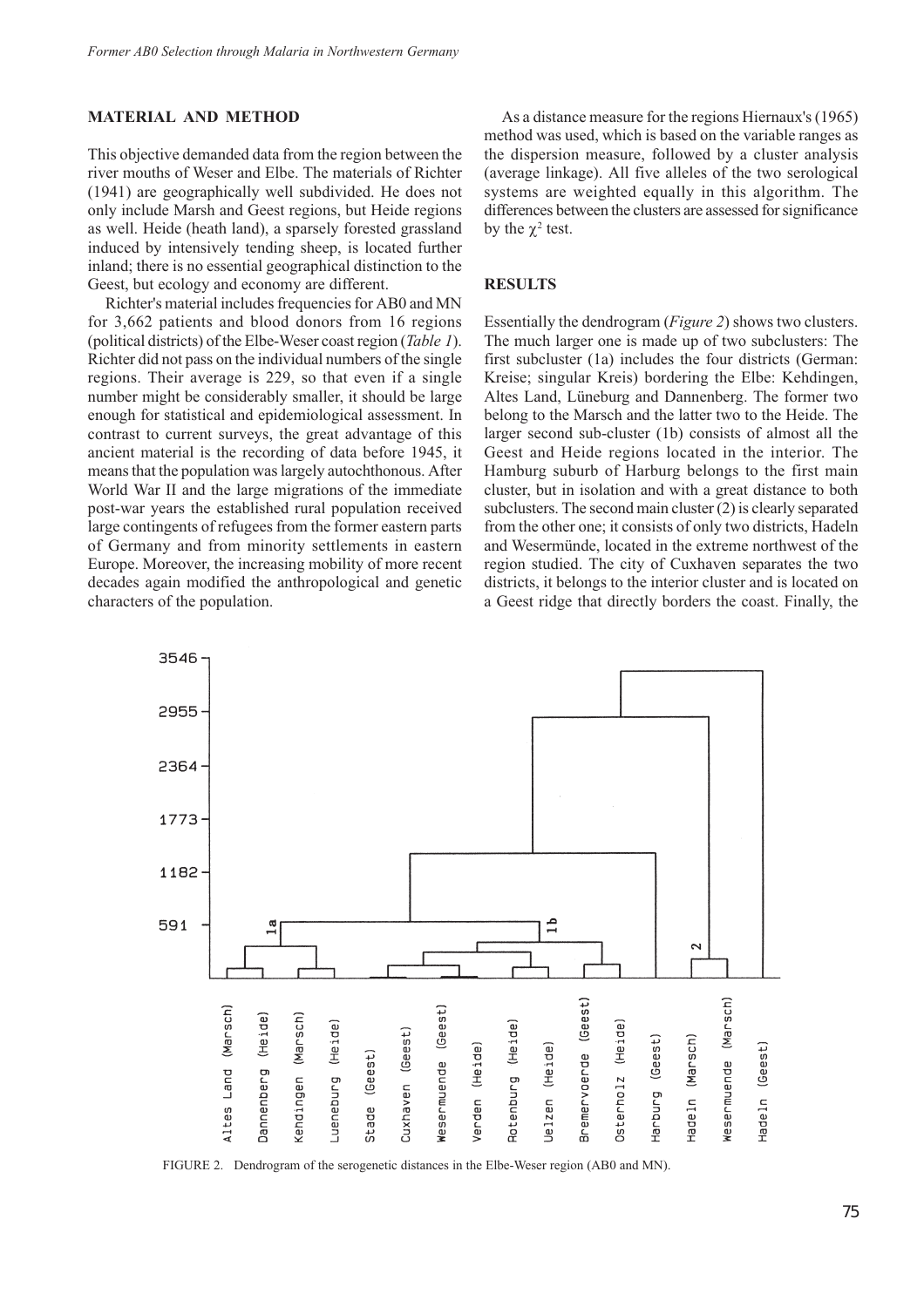## MATERIAL AND METHOD

This objective demanded data from the region between the river mouths of Weser and Elbe. The materials of Richter (1941) are geographically well subdivided. He does not only include Marsh and Geest regions, but Heide regions as well. Heide (heath land), a sparsely forested grassland induced by intensively tending sheep, is located further inland; there is no essential geographical distinction to the Geest, but ecology and economy are different.

Richter's material includes frequencies for AB0 and MN for 3,662 patients and blood donors from 16 regions (political districts) of the Elbe-Weser coast region (*Table 1*). Richter did not pass on the individual numbers of the single regions. Their average is 229, so that even if a single number might be considerably smaller, it should be large enough for statistical and epidemiological assessment. In contrast to current surveys, the great advantage of this ancient material is the recording of data before 1945, it means that the population was largely autochthonous. After World War II and the large migrations of the immediate post-war years the established rural population received large contingents of refugees from the former eastern parts of Germany and from minority settlements in eastern Europe. Moreover, the increasing mobility of more recent decades again modified the anthropological and genetic characters of the population.

As a distance measure for the regions Hiernaux's (1965) method was used, which is based on the variable ranges as the dispersion measure, followed by a cluster analysis (average linkage). All five alleles of the two serological systems are weighted equally in this algorithm. The differences between the clusters are assessed for significance by the $\chi^2$ test.

## RESULTS

Essentially the dendrogram (*Figure 2*) shows two clusters. The much larger one is made up of two subclusters: The first subcluster (1a) includes the four districts (German: Kreise; singular Kreis) bordering the Elbe: Kehdingen, Altes Land, Lüneburg and Dannenberg. The former two belong to the Marsch and the latter two to the Heide. The larger second sub-cluster (1b) consists of almost all the Geest and Heide regions located in the interior. The Hamburg suburb of Harburg belongs to the first main cluster, but in isolation and with a great distance to both subclusters. The second main cluster (2) is clearly separated from the other one; it consists of only two districts, Hadeln and Wesermünde, located in the extreme northwest of the region studied. The city of Cuxhaven separates the two districts, it belongs to the interior cluster and is located on a Geest ridge that directly borders the coast. Finally, the

FIGURE 2. Dendrogram of the serogenetic distances in the Elbe-Weser region (AB0 and MN).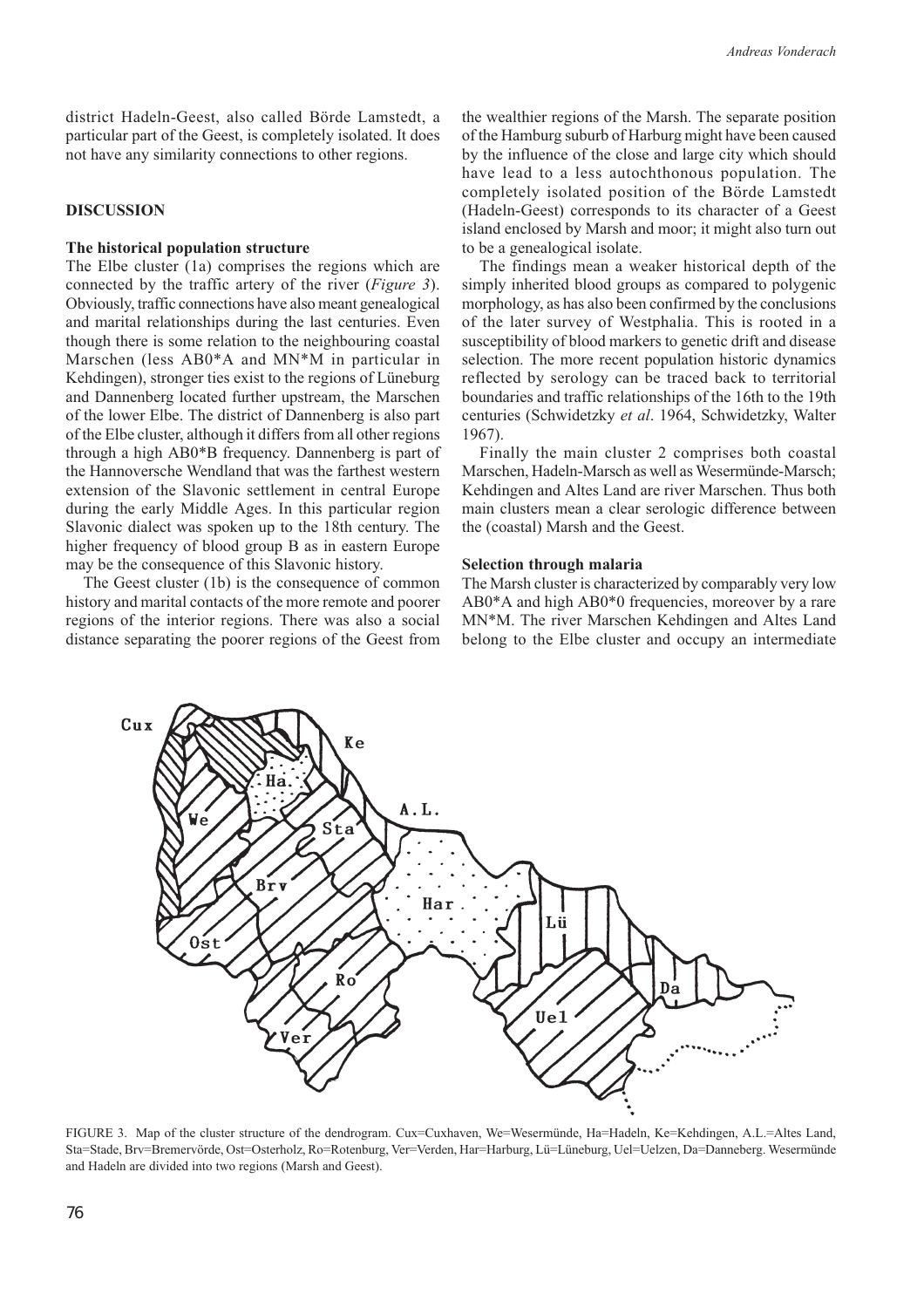district Hadeln-Geest, also called Börde Lamstedt, a particular part of the Geest, is completely isolated. It does not have any similarity connections to other regions.

## DISCUSSION

### The historical population structure

The Elbe cluster (1a) comprises the regions which are connected by the traffic artery of the river (*Figure 3*). Obviously, traffic connections have also meant genealogical and marital relationships during the last centuries. Even though there is some relation to the neighbouring coastal Marschen (less AB0*A and MN*M in particular in Kehdingen), stronger ties exist to the regions of Lüneburg and Dannenberg located further upstream, the Marschen of the lower Elbe. The district of Dannenberg is also part of the Elbe cluster, although it differs from all other regions through a high AB0*B frequency. Dannenberg is part of the Hannoversche Wendland that was the farthest western extension of the Slavonic settlement in central Europe during the early Middle Ages. In this particular region Slavonic dialect was spoken up to the 18th century. The higher frequency of blood group B as in eastern Europe may be the consequence of this Slavonic history.

The Geest cluster (1b) is the consequence of common history and marital contacts of the more remote and poorer regions of the interior regions. There was also a social distance separating the poorer regions of the Geest from the wealthier regions of the Marsh. The separate position of the Hamburg suburb of Harburg might have been caused by the influence of the close and large city which should have lead to a less autochthonous population. The completely isolated position of the Börde Lamstedt (Hadeln-Geest) corresponds to its character of a Geest island enclosed by Marsh and moor; it might also turn out to be a genealogical isolate.

The findings mean a weaker historical depth of the simply inherited blood groups as compared to polygenic morphology, as has also been confirmed by the conclusions of the later survey of Westphalia. This is rooted in a susceptibility of blood markers to genetic drift and disease selection. The more recent population historic dynamics reflected by serology can be traced back to territorial boundaries and traffic relationships of the 16th to the 19th centuries (Schwidetzky *et al*. 1964, Schwidetzky, Walter 1967).

Finally the main cluster 2 comprises both coastal Marschen, Hadeln-Marsch as well as Wesermünde-Marsch; Kehdingen and Altes Land are river Marschen. Thus both main clusters mean a clear serologic difference between the (coastal) Marsh and the Geest.

### Selection through malaria

The Marsh cluster is characterized by comparably very low AB0*A and high AB0*0 frequencies, moreover by a rare MN*M. The river Marschen Kehdingen and Altes Land belong to the Elbe cluster and occupy an intermediate

FIGURE 3. Map of the cluster structure of the dendrogram. Cux=Cuxhaven, We=Wesermünde, Ha=Hadeln, Ke=Kehdingen, A.L.=Altes Land, Sta=Stade, Brv=Bremervörde, Ost=Osterholz, Ro=Rotenburg, Ver=Verden, Har=Harburg, Lü=Lüneburg, Uel=Uelzen, Da=Danneberg. Wesermünde and Hadeln are divided into two regions (Marsh and Geest).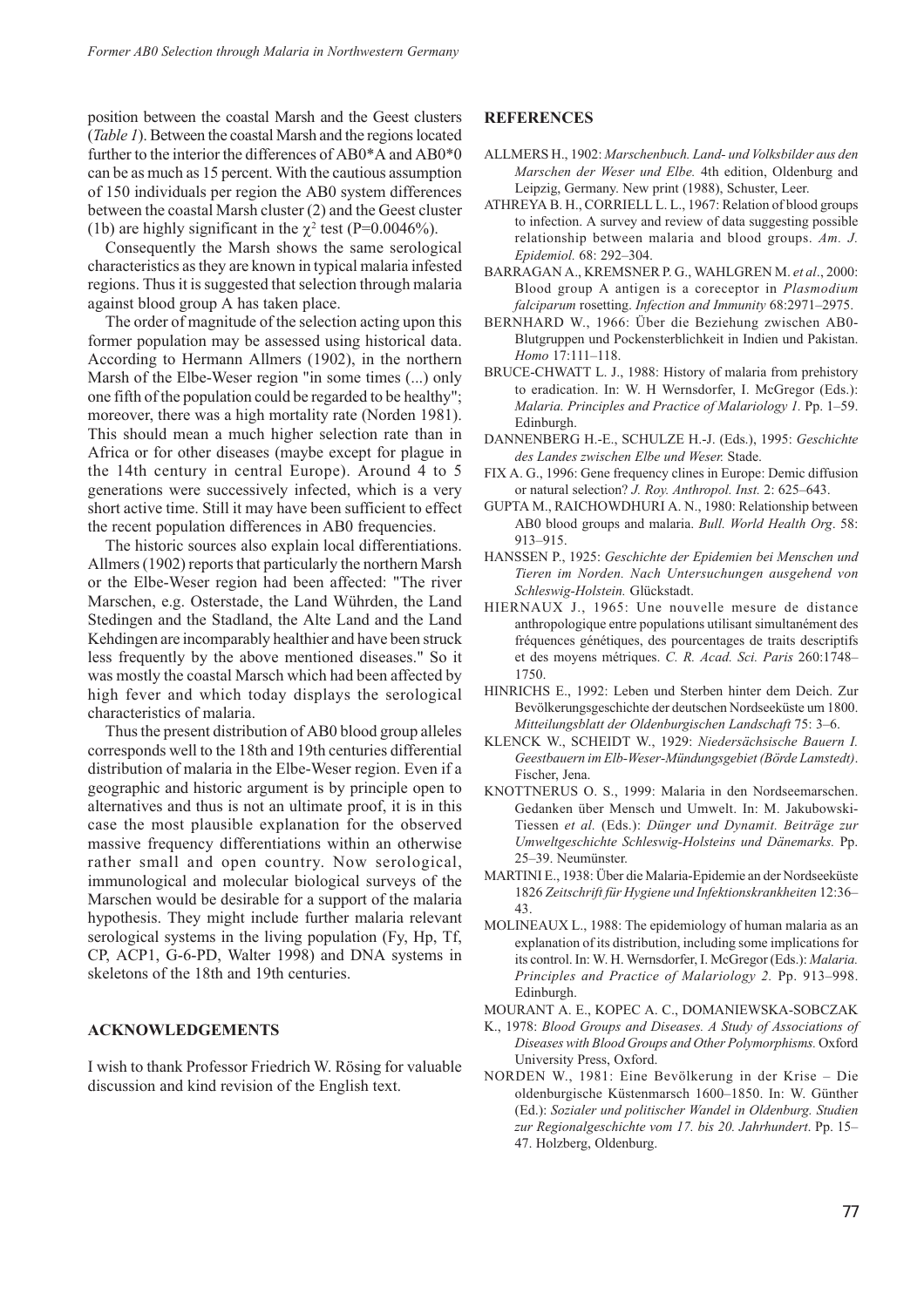position between the coastal Marsh and the Geest clusters (*Table 1*). Between the coastal Marsh and the regions located further to the interior the differences of AB0*A and AB0*0 can be as much as 15 percent. With the cautious assumption of 150 individuals per region the AB0 system differences between the coastal Marsh cluster (2) and the Geest cluster (1b) are highly significant in the $\chi^2$ test (P=0.0046%).

Consequently the Marsh shows the same serological characteristics as they are known in typical malaria infested regions. Thus it is suggested that selection through malaria against blood group A has taken place.

The order of magnitude of the selection acting upon this former population may be assessed using historical data. According to Hermann Allmers (1902), in the northern Marsh of the Elbe-Weser region "in some times (...) only one fifth of the population could be regarded to be healthy"; moreover, there was a high mortality rate (Norden 1981). This should mean a much higher selection rate than in Africa or for other diseases (maybe except for plague in the 14th century in central Europe). Around 4 to 5 generations were successively infected, which is a very short active time. Still it may have been sufficient to effect the recent population differences in AB0 frequencies.

The historic sources also explain local differentiations. Allmers (1902) reports that particularly the northern Marsh or the Elbe-Weser region had been affected: "The river Marschen, e.g. Osterstade, the Land Wührden, the Land Stedingen and the Stadland, the Alte Land and the Land Kehdingen are incomparably healthier and have been struck less frequently by the above mentioned diseases." So it was mostly the coastal Marsch which had been affected by high fever and which today displays the serological characteristics of malaria.

Thus the present distribution of AB0 blood group alleles corresponds well to the 18th and 19th centuries differential distribution of malaria in the Elbe-Weser region. Even if a geographic and historic argument is by principle open to alternatives and thus is not an ultimate proof, it is in this case the most plausible explanation for the observed massive frequency differentiations within an otherwise rather small and open country. Now serological, immunological and molecular biological surveys of the Marschen would be desirable for a support of the malaria hypothesis. They might include further malaria relevant serological systems in the living population (Fy, Hp, Tf, CP, ACP1, G-6-PD, Walter 1998) and DNA systems in skeletons of the 18th and 19th centuries.

## ACKNOWLEDGEMENTS

I wish to thank Professor Friedrich W. Rösing for valuable discussion and kind revision of the English text.

## REFERENCES

ALLMERS H., 1902: *Marschenbuch. Land- und Volksbilder aus den Marschen der Weser und Elbe.* 4th edition, Oldenburg and Leipzig, Germany. New print (1988), Schuster, Leer.

ATHREYA B. H., CORRIELL L. L., 1967: Relation of blood groups to infection. A survey and review of data suggesting possible relationship between malaria and blood groups. *Am. J. Epidemiol.* 68: 292–304.

BARRAGAN A., KREMSNER P. G., WAHLGREN M. *et al*., 2000: Blood group A antigen is a coreceptor in *Plasmodium falciparum* rosetting. *Infection and Immunity* 68:2971–2975.

BERNHARD W., 1966: Über die Beziehung zwischen AB0-Blutgruppen und Pockensterblichkeit in Indien und Pakistan. *Homo* 17:111–118.

BRUCE-CHWATT L. J., 1988: History of malaria from prehistory to eradication. In: W. H Wernsdorfer, I. McGregor (Eds.): *Malaria. Principles and Practice of Malariology 1.* Pp. 1–59. Edinburgh.

DANNENBERG H.-E., SCHULZE H.-J. (Eds.), 1995: *Geschichte des Landes zwischen Elbe und Weser.* Stade.

FIX A. G., 1996: Gene frequency clines in Europe: Demic diffusion or natural selection? *J. Roy. Anthropol. Inst.* 2: 625–643.

GUPTA M., RAICHOWDHURI A. N., 1980: Relationship between AB0 blood groups and malaria. *Bull. World Health Org*. 58: 913–915.

HANSSEN P., 1925: *Geschichte der Epidemien bei Menschen und Tieren im Norden. Nach Untersuchungen ausgehend von Schleswig-Holstein.* Glückstadt.

HIERNAUX J., 1965: Une nouvelle mesure de distance anthropologique entre populations utilisant simultanément des fréquences génétiques, des pourcentages de traits descriptifs et des moyens métriques. *C. R. Acad. Sci. Paris* 260:1748–1750.

HINRICHS E., 1992: Leben und Sterben hinter dem Deich. Zur Bevölkerungsgeschichte der deutschen Nordseeküste um 1800. *Mitteilungsblatt der Oldenburgischen Landschaft* 75: 3–6.

KLENCK W., SCHEIDT W., 1929: *Niedersächsische Bauern I. Geestbauern im Elb-Weser-Mündungsgebiet (Börde Lamstedt)*. Fischer, Jena.

KNOTTNERUS O. S., 1999: Malaria in den Nordseemarschen. Gedanken über Mensch und Umwelt. In: M. Jakubowski-Tiessen *et al.* (Eds.): *Dünger und Dynamit. Beiträge zur Umweltgeschichte Schleswig-Holsteins und Dänemarks.* Pp. 25–39. Neumünster.

MARTINI E., 1938: Über die Malaria-Epidemie an der Nordseeküste 1826 *Zeitschrift für Hygiene und Infektionskrankheiten* 12:36–43.

MOLINEAUX L., 1988: The epidemiology of human malaria as an explanation of its distribution, including some implications for its control. In: W. H. Wernsdorfer, I. McGregor (Eds.): *Malaria. Principles and Practice of Malariology 2.* Pp. 913–998. Edinburgh.

MOURANT A. E., KOPEC A. C., DOMANIEWSKA-SOBCZAK K., 1978: *Blood Groups and Diseases. A Study of Associations of Diseases with Blood Groups and Other Polymorphisms.* Oxford University Press, Oxford.

NORDEN W., 1981: Eine Bevölkerung in der Krise – Die oldenburgische Küstenmarsch 1600–1850. In: W. Günther (Ed.): *Sozialer und politischer Wandel in Oldenburg. Studien zur Regionalgeschichte vom 17. bis 20. Jahrhundert*. Pp. 15–47. Holzberg, Oldenburg.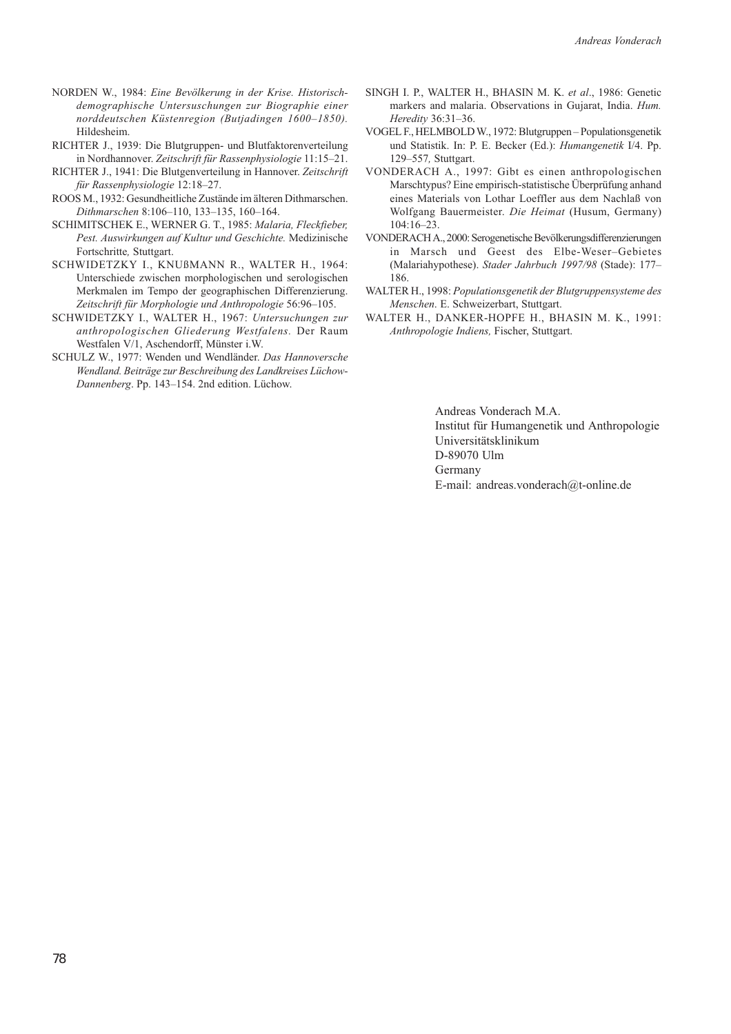NORDEN W., 1984: *Eine Bevölkerung in der Krise. Historisch-demographische Untersuchungen zur Biographie einer norddeutschen Küstenregion (Butjadingen 1600–1850).* Hildesheim.

RICHTER J., 1939: Die Blutgruppen- und Blutfaktorenverteilung in Nordhannover. *Zeitschrift für Rassenphysiologie* 11:15–21.

RICHTER J., 1941: Die Blutgenverteilung in Hannover. *Zeitschrift für Rassenphysiologie* 12:18–27.

ROOS M., 1932: Gesundheitliche Zustände im älteren Dithmarschen. *Dithmarschen* 8:106–110, 133–135, 160–164.

SCHIMITSCHEK E., WERNER G. T., 1985: *Malaria, Fleckfieber, Pest. Auswirkungen auf Kultur und Geschichte.* Medizinische Fortschritte*,* Stuttgart.

SCHWIDETZKY I., KNUßMANN R., WALTER H., 1964: Unterschiede zwischen morphologischen und serologischen Merkmalen im Tempo der geographischen Differenzierung. *Zeitschrift für Morphologie und Anthropologie* 56:96–105.

SCHWIDETZKY I., WALTER H., 1967: *Untersuchungen zur anthropologischen Gliederung Westfalens.* Der Raum Westfalen V/1, Aschendorff, Münster i.W.

SCHULZ W., 1977: Wenden und Wendländer. *Das Hannoversche Wendland. Beiträge zur Beschreibung des Landkreises Lüchow-Dannenberg*. Pp. 143–154. 2nd edition. Lüchow.

SINGH I. P., WALTER H., BHASIN M. K. *et al*., 1986: Genetic markers and malaria. Observations in Gujarat, India. *Hum. Heredity* 36:31–36.

VOGEL F., HELMBOLD W., 1972: Blutgruppen – Populationsgenetik und Statistik. In: P. E. Becker (Ed.): *Humangenetik* I/4. Pp. 129–557*,* Stuttgart.

VONDERACH A., 1997: Gibt es einen anthropologischen Marschtypus? Eine empirisch-statistische Überprüfung anhand eines Materials von Lothar Loeffler aus dem Nachlaß von Wolfgang Bauermeister. *Die Heimat* (Husum, Germany) 104:16–23.

VONDERACH A., 2000: Serogenetische Bevölkerungsdifferenzierungen in Marsch und Geest des Elbe-Weser–Gebietes (Malariahypothese). *Stader Jahrbuch 1997/98* (Stade): 177–186.

WALTER H., 1998: *Populationsgenetik der Blutgruppensysteme des Menschen*. E. Schweizerbart, Stuttgart.

WALTER H., DANKER-HOPFE H., BHASIN M. K., 1991: *Anthropologie Indiens,* Fischer, Stuttgart.

Andreas Vonderach M.A.
Institut für Humangenetik und Anthropologie
Universitätsklinikum
D-89070 Ulm
Germany
E-mail: andreas.vonderach@t-online.de